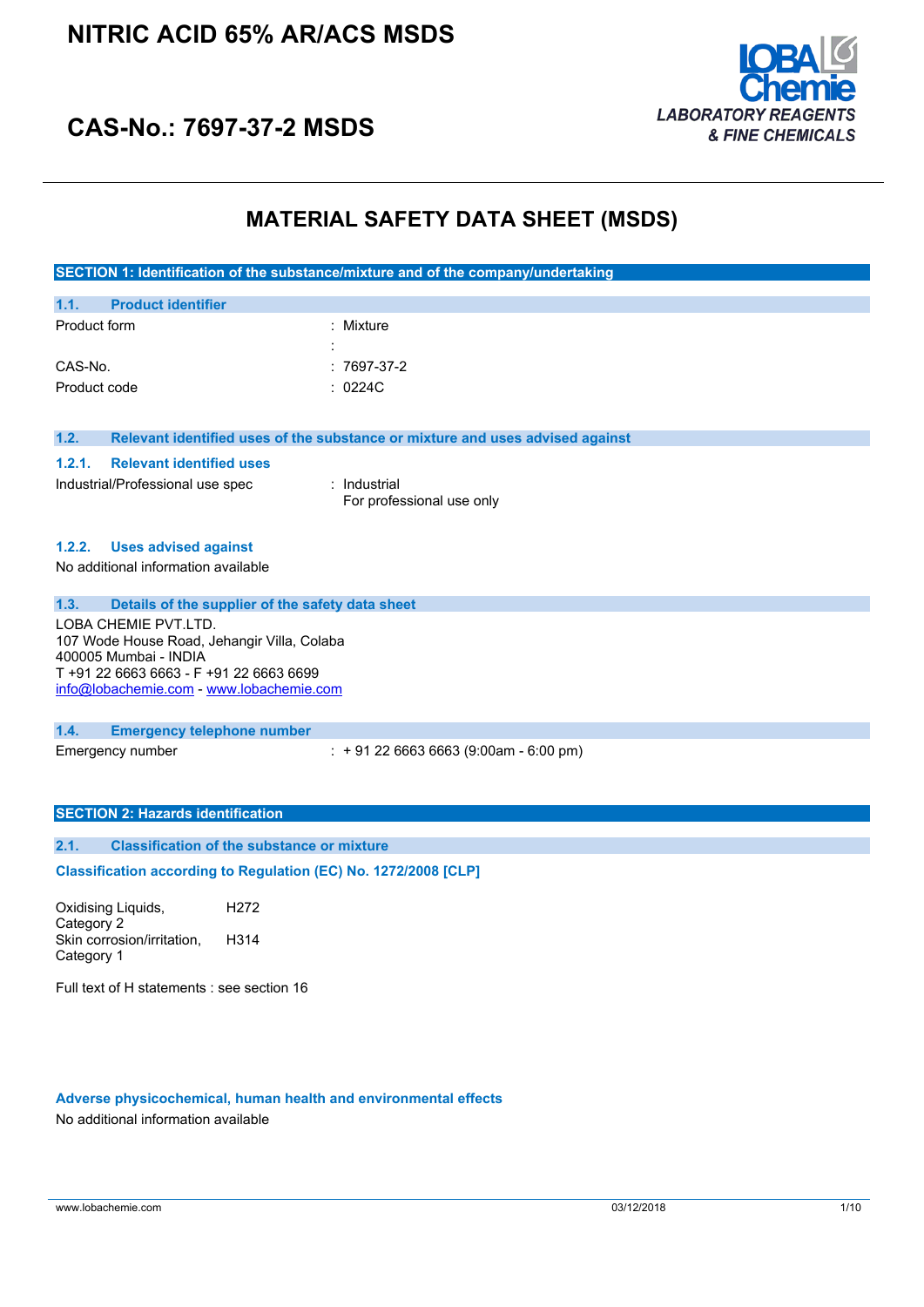# NITRIC ACID 65% AR/ACS MSDS

## CAS-No.: 7697-37-2 MSDS

LOBA Chemie
LABORATORY REAGENTS & FINE CHEMICALS

# MATERIAL SAFETY DATA SHEET (MSDS)

## SECTION 1: Identification of the substance/mixture and of the company/undertaking

### 1.1. Product identifier

| | |
|---|---|
| Product form | : Mixture |
| | : |
| CAS-No. | : 7697-37-2 |
| Product code | : 0224C |

### 1.2. Relevant identified uses of the substance or mixture and uses advised against

#### 1.2.1. Relevant identified uses

| | |
|---|---|
| Industrial/Professional use spec | : Industrial<br>For professional use only |

#### 1.2.2. Uses advised against

No additional information available

### 1.3. Details of the supplier of the safety data sheet

LOBA CHEMIE PVT.LTD.
107 Wode House Road, Jehangir Villa, Colaba
400005 Mumbai - INDIA
T +91 22 6663 6663 - F +91 22 6663 6699
info@lobachemie.com - www.lobachemie.com

### 1.4. Emergency telephone number

| | |
|---|---|
| Emergency number | : + 91 22 6663 6663 (9:00am - 6:00 pm) |

## SECTION 2: Hazards identification

### 2.1. Classification of the substance or mixture

**Classification according to Regulation (EC) No. 1272/2008 [CLP]**

| | |
|---|---|
| Oxidising Liquids, Category 2 | H272 |
| Skin corrosion/irritation, Category 1 | H314 |

Full text of H statements : see section 16

**Adverse physicochemical, human health and environmental effects**

No additional information available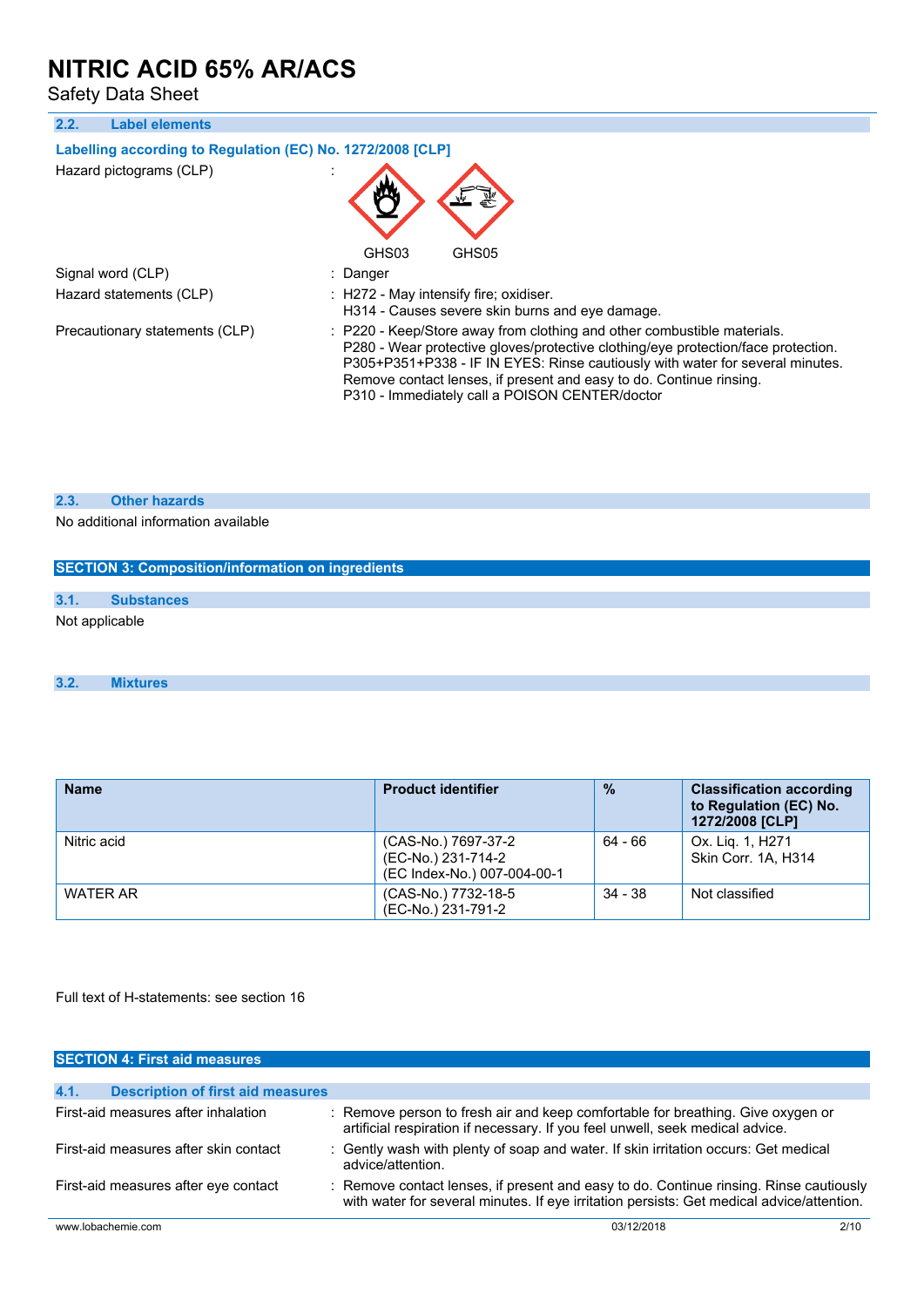### 2.2. Label elements

**Labelling according to Regulation (EC) No. 1272/2008 [CLP]**

Hazard pictograms (CLP) :

GHS03 GHS05

Signal word (CLP) : Danger

Hazard statements (CLP) : H272 - May intensify fire; oxidiser.
H314 - Causes severe skin burns and eye damage.

Precautionary statements (CLP) : P220 - Keep/Store away from clothing and other combustible materials.
P280 - Wear protective gloves/protective clothing/eye protection/face protection.
P305+P351+P338 - IF IN EYES: Rinse cautiously with water for several minutes. Remove contact lenses, if present and easy to do. Continue rinsing.
P310 - Immediately call a POISON CENTER/doctor

### 2.3. Other hazards

No additional information available

## SECTION 3: Composition/information on ingredients

### 3.1. Substances

Not applicable

### 3.2. Mixtures

| Name | Product identifier | % | Classification according to Regulation (EC) No. 1272/2008 [CLP] |
|---|---|---|---|
| Nitric acid | (CAS-No.) 7697-37-2<br>(EC-No.) 231-714-2<br>(EC Index-No.) 007-004-00-1 | 64 - 66 | Ox. Liq. 1, H271<br>Skin Corr. 1A, H314 |
| WATER AR | (CAS-No.) 7732-18-5<br>(EC-No.) 231-791-2 | 34 - 38 | Not classified |

Full text of H-statements: see section 16

## SECTION 4: First aid measures

### 4.1. Description of first aid measures

First-aid measures after inhalation : Remove person to fresh air and keep comfortable for breathing. Give oxygen or artificial respiration if necessary. If you feel unwell, seek medical advice.

First-aid measures after skin contact : Gently wash with plenty of soap and water. If skin irritation occurs: Get medical advice/attention.

First-aid measures after eye contact : Remove contact lenses, if present and easy to do. Continue rinsing. Rinse cautiously with water for several minutes. If eye irritation persists: Get medical advice/attention.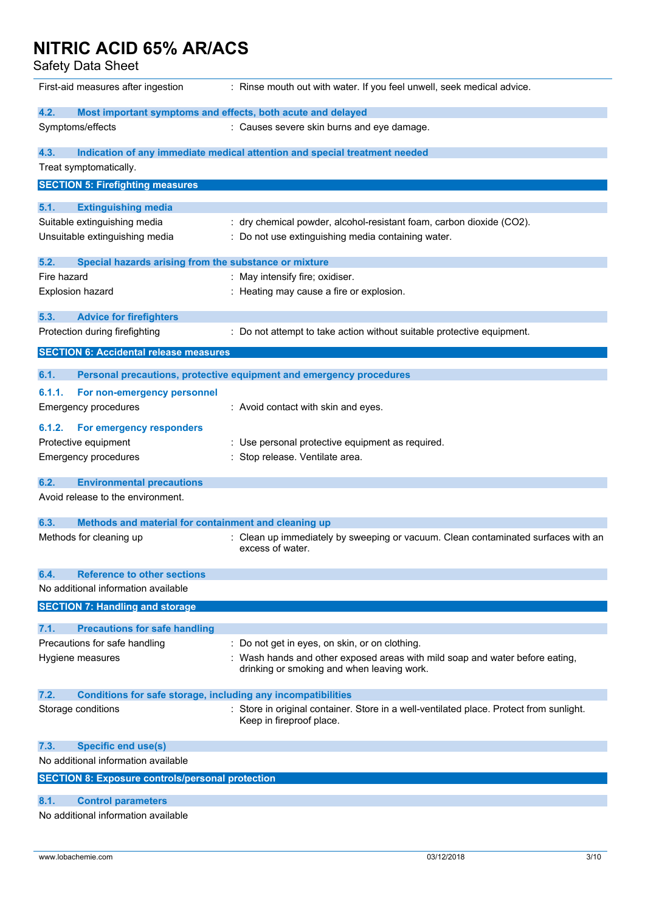First-aid measures after ingestion : Rinse mouth out with water. If you feel unwell, seek medical advice.

### 4.2. Most important symptoms and effects, both acute and delayed

Symptoms/effects : Causes severe skin burns and eye damage.

### 4.3. Indication of any immediate medical attention and special treatment needed

Treat symptomatically.

## SECTION 5: Firefighting measures

### 5.1. Extinguishing media

Suitable extinguishing media : dry chemical powder, alcohol-resistant foam, carbon dioxide ($CO_2$).

Unsuitable extinguishing media : Do not use extinguishing media containing water.

### 5.2. Special hazards arising from the substance or mixture

Fire hazard : May intensify fire; oxidiser.

Explosion hazard : Heating may cause a fire or explosion.

### 5.3. Advice for firefighters

Protection during firefighting : Do not attempt to take action without suitable protective equipment.

## SECTION 6: Accidental release measures

### 6.1. Personal precautions, protective equipment and emergency procedures

#### 6.1.1. For non-emergency personnel

Emergency procedures : Avoid contact with skin and eyes.

#### 6.1.2. For emergency responders

Protective equipment : Use personal protective equipment as required.

Emergency procedures : Stop release. Ventilate area.

### 6.2. Environmental precautions

Avoid release to the environment.

### 6.3. Methods and material for containment and cleaning up

Methods for cleaning up : Clean up immediately by sweeping or vacuum. Clean contaminated surfaces with an excess of water.

### 6.4. Reference to other sections

No additional information available

## SECTION 7: Handling and storage

### 7.1. Precautions for safe handling

Precautions for safe handling : Do not get in eyes, on skin, or on clothing.

Hygiene measures : Wash hands and other exposed areas with mild soap and water before eating, drinking or smoking and when leaving work.

### 7.2. Conditions for safe storage, including any incompatibilities

Storage conditions : Store in original container. Store in a well-ventilated place. Protect from sunlight. Keep in fireproof place.

### 7.3. Specific end use(s)

No additional information available

## SECTION 8: Exposure controls/personal protection

### 8.1. Control parameters

No additional information available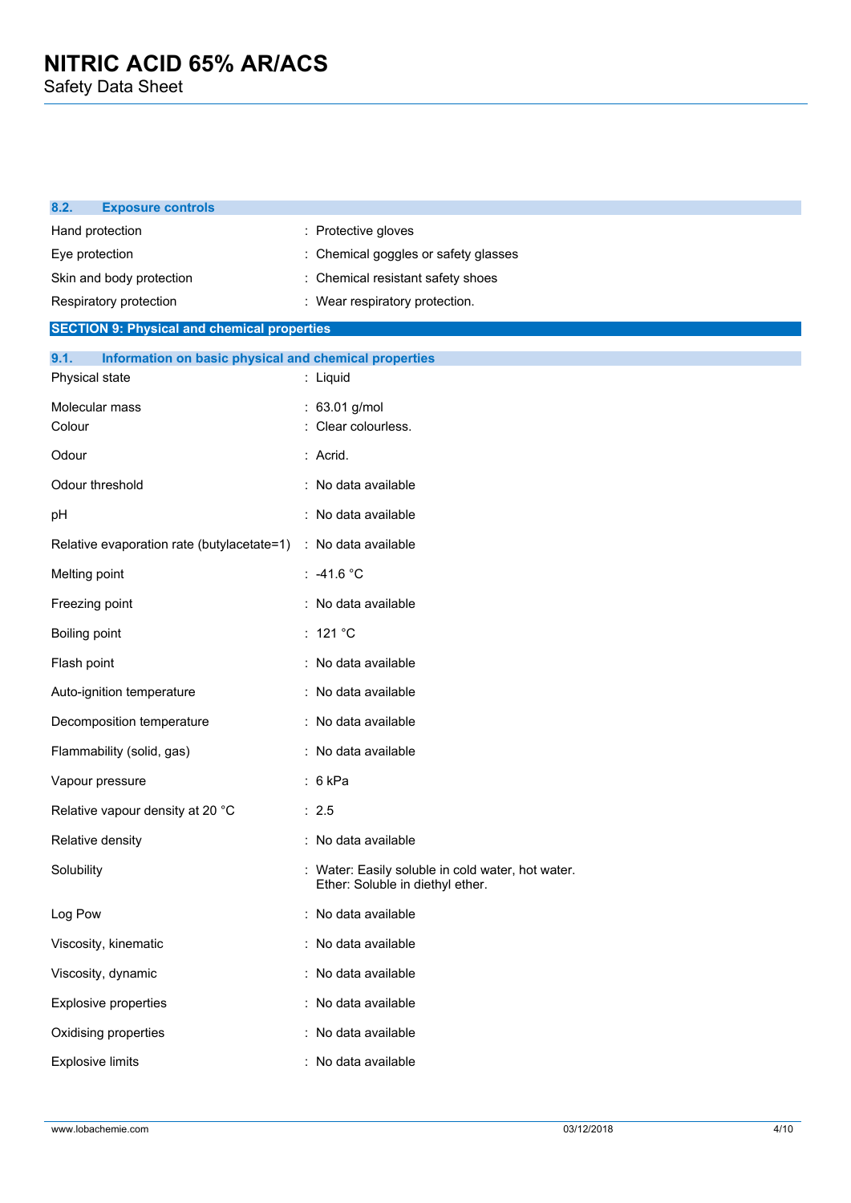### 8.2. Exposure controls

| | |
|---|---|
| Hand protection | : Protective gloves |
| Eye protection | : Chemical goggles or safety glasses |
| Skin and body protection | : Chemical resistant safety shoes |
| Respiratory protection | : Wear respiratory protection. |

## SECTION 9: Physical and chemical properties

### 9.1. Information on basic physical and chemical properties

| | |
|---|---|
| Physical state | : Liquid |
| Molecular mass | : 63.01 g/mol |
| Colour | : Clear colourless. |
| Odour | : Acrid. |
| Odour threshold | : No data available |
| pH | : No data available |
| Relative evaporation rate (butylacetate=1) | : No data available |
| Melting point | : -41.6 °C |
| Freezing point | : No data available |
| Boiling point | : 121 °C |
| Flash point | : No data available |
| Auto-ignition temperature | : No data available |
| Decomposition temperature | : No data available |
| Flammability (solid, gas) | : No data available |
| Vapour pressure | : 6 kPa |
| Relative vapour density at 20 °C | : 2.5 |
| Relative density | : No data available |
| Solubility | : Water: Easily soluble in cold water, hot water.<br>Ether: Soluble in diethyl ether. |
| Log Pow | : No data available |
| Viscosity, kinematic | : No data available |
| Viscosity, dynamic | : No data available |
| Explosive properties | : No data available |
| Oxidising properties | : No data available |
| Explosive limits | : No data available |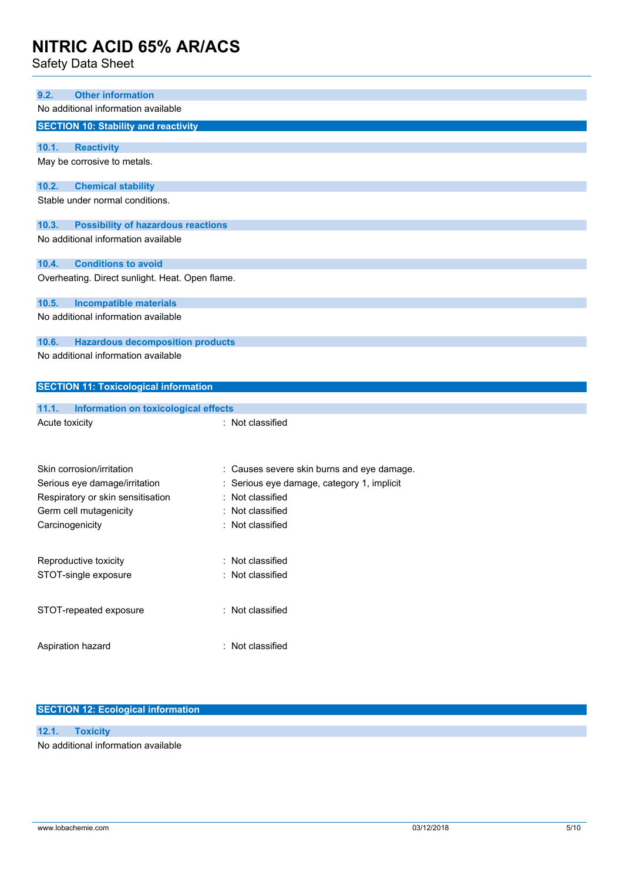### 9.2. Other information

No additional information available

## SECTION 10: Stability and reactivity

### 10.1. Reactivity

May be corrosive to metals.

### 10.2. Chemical stability

Stable under normal conditions.

### 10.3. Possibility of hazardous reactions

No additional information available

### 10.4. Conditions to avoid

Overheating. Direct sunlight. Heat. Open flame.

### 10.5. Incompatible materials

No additional information available

### 10.6. Hazardous decomposition products

No additional information available

## SECTION 11: Toxicological information

### 11.1. Information on toxicological effects

| | |
|---|---|
| Acute toxicity | : Not classified |
| Skin corrosion/irritation | : Causes severe skin burns and eye damage. |
| Serious eye damage/irritation | : Serious eye damage, category 1, implicit |
| Respiratory or skin sensitisation | : Not classified |
| Germ cell mutagenicity | : Not classified |
| Carcinogenicity | : Not classified |
| Reproductive toxicity | : Not classified |
| STOT-single exposure | : Not classified |
| STOT-repeated exposure | : Not classified |
| Aspiration hazard | : Not classified |

## SECTION 12: Ecological information

### 12.1. Toxicity

No additional information available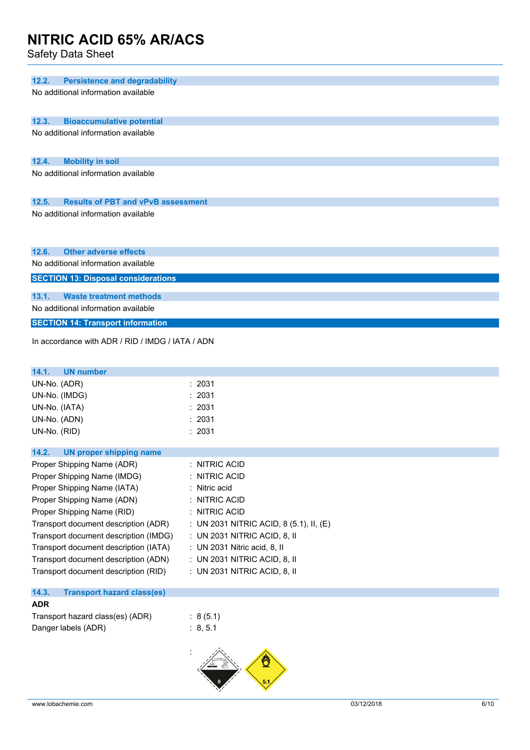### 12.2. Persistence and degradability

No additional information available

### 12.3. Bioaccumulative potential

No additional information available

### 12.4. Mobility in soil

No additional information available

### 12.5. Results of PBT and vPvB assessment

No additional information available

### 12.6. Other adverse effects

No additional information available

## SECTION 13: Disposal considerations

### 13.1. Waste treatment methods

No additional information available

## SECTION 14: Transport information

In accordance with ADR / RID / IMDG / IATA / ADN

### 14.1. UN number

| | |
|---|---|
| UN-No. (ADR) | : 2031 |
| UN-No. (IMDG) | : 2031 |
| UN-No. (IATA) | : 2031 |
| UN-No. (ADN) | : 2031 |
| UN-No. (RID) | : 2031 |

### 14.2. UN proper shipping name

| | |
|---|---|
| Proper Shipping Name (ADR) | : NITRIC ACID |
| Proper Shipping Name (IMDG) | : NITRIC ACID |
| Proper Shipping Name (IATA) | : Nitric acid |
| Proper Shipping Name (ADN) | : NITRIC ACID |
| Proper Shipping Name (RID) | : NITRIC ACID |
| Transport document description (ADR) | : UN 2031 NITRIC ACID, 8 (5.1), II, (E) |
| Transport document description (IMDG) | : UN 2031 NITRIC ACID, 8, II |
| Transport document description (IATA) | : UN 2031 Nitric acid, 8, II |
| Transport document description (ADN) | : UN 2031 NITRIC ACID, 8, II |
| Transport document description (RID) | : UN 2031 NITRIC ACID, 8, II |

### 14.3. Transport hazard class(es)

**ADR**

| | |
|---|---|
| Transport hazard class(es) (ADR) | : 8 (5.1) |
| Danger labels (ADR) | : 8, 5.1 |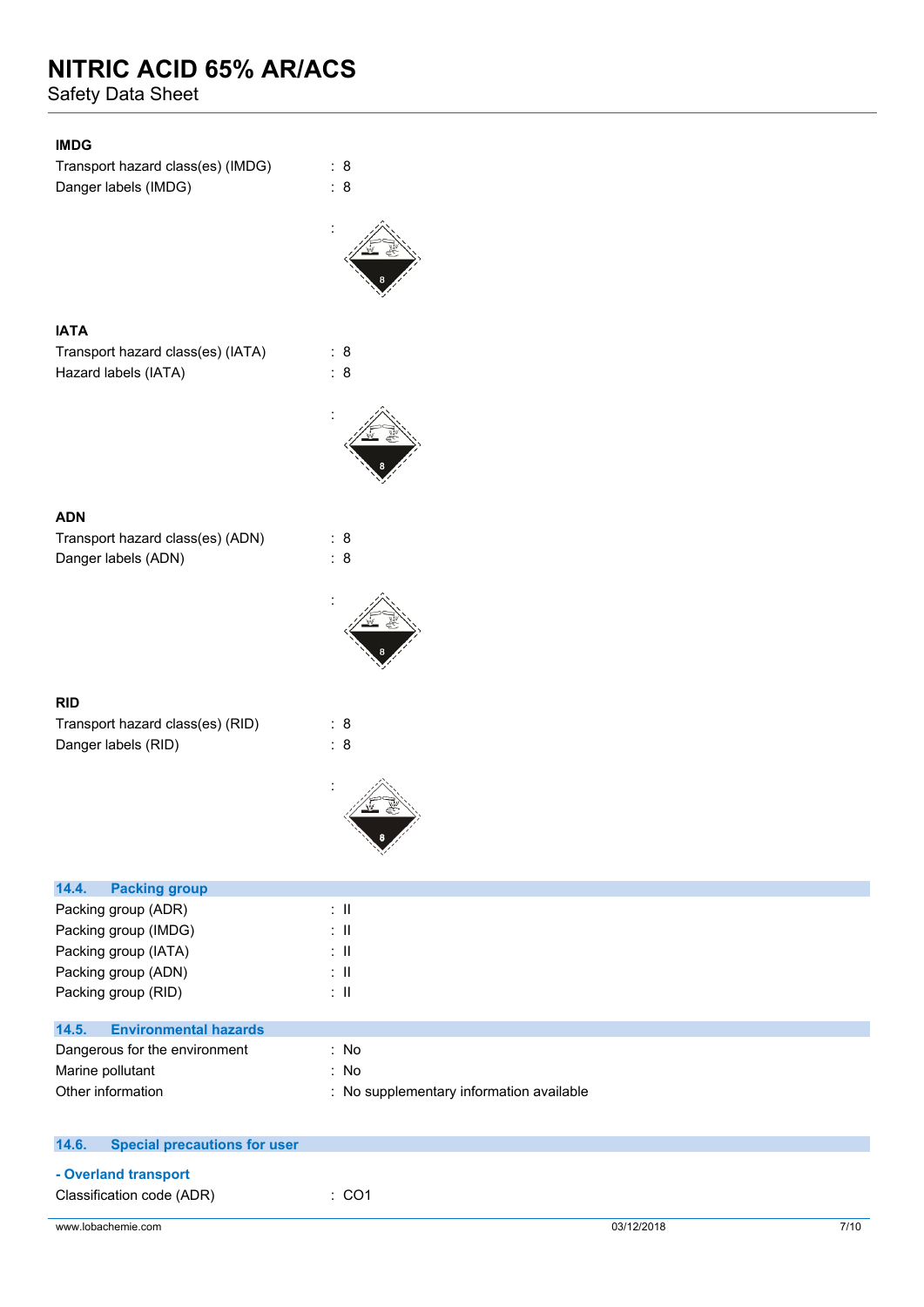### IMDG

Transport hazard class(es) (IMDG) : 8

Danger labels (IMDG) : 8

:

### IATA

Transport hazard class(es) (IATA) : 8

Hazard labels (IATA) : 8

:

### ADN

Transport hazard class(es) (ADN) : 8

Danger labels (ADN) : 8

:

### RID

Transport hazard class(es) (RID) : 8

Danger labels (RID) : 8

:

## 14.4. Packing group

Packing group (ADR) : II

Packing group (IMDG) : II

Packing group (IATA) : II

Packing group (ADN) : II

Packing group (RID) : II

## 14.5. Environmental hazards

Dangerous for the environment : No

Marine pollutant : No

Other information : No supplementary information available

## 14.6. Special precautions for user

**- Overland transport**

Classification code (ADR) : CO1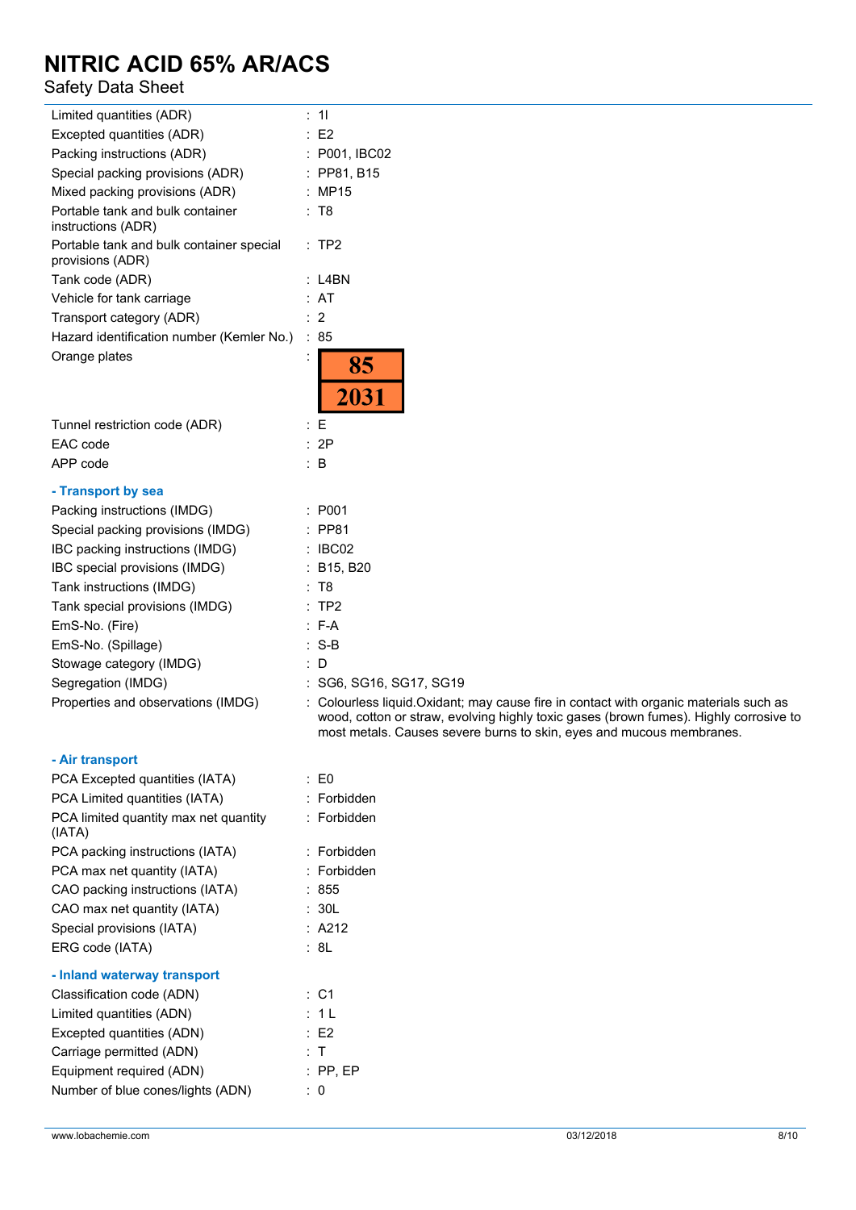| | |
|---|---|
| Limited quantities (ADR) | : 1l |
| Excepted quantities (ADR) | : E2 |
| Packing instructions (ADR) | : P001, IBC02 |
| Special packing provisions (ADR) | : PP81, B15 |
| Mixed packing provisions (ADR) | : MP15 |
| Portable tank and bulk container instructions (ADR) | : T8 |
| Portable tank and bulk container special provisions (ADR) | : TP2 |
| Tank code (ADR) | : L4BN |
| Vehicle for tank carriage | : AT |
| Transport category (ADR) | : 2 |
| Hazard identification number (Kemler No.) | : 85 |
| Orange plates | : 85 / 2031 |
| Tunnel restriction code (ADR) | : E |
| EAC code | : 2P |
| APP code | : B |

**- Transport by sea**

| | |
|---|---|
| Packing instructions (IMDG) | : P001 |
| Special packing provisions (IMDG) | : PP81 |
| IBC packing instructions (IMDG) | : IBC02 |
| IBC special provisions (IMDG) | : B15, B20 |
| Tank instructions (IMDG) | : T8 |
| Tank special provisions (IMDG) | : TP2 |
| EmS-No. (Fire) | : F-A |
| EmS-No. (Spillage) | : S-B |
| Stowage category (IMDG) | : D |
| Segregation (IMDG) | : SG6, SG16, SG17, SG19 |
| Properties and observations (IMDG) | : Colourless liquid.Oxidant; may cause fire in contact with organic materials such as wood, cotton or straw, evolving highly toxic gases (brown fumes). Highly corrosive to most metals. Causes severe burns to skin, eyes and mucous membranes. |

**- Air transport**

| | |
|---|---|
| PCA Excepted quantities (IATA) | : E0 |
| PCA Limited quantities (IATA) | : Forbidden |
| PCA limited quantity max net quantity (IATA) | : Forbidden |
| PCA packing instructions (IATA) | : Forbidden |
| PCA max net quantity (IATA) | : Forbidden |
| CAO packing instructions (IATA) | : 855 |
| CAO max net quantity (IATA) | : 30L |
| Special provisions (IATA) | : A212 |
| ERG code (IATA) | : 8L |

**- Inland waterway transport**

| | |
|---|---|
| Classification code (ADN) | : C1 |
| Limited quantities (ADN) | : 1 L |
| Excepted quantities (ADN) | : E2 |
| Carriage permitted (ADN) | : T |
| Equipment required (ADN) | : PP, EP |
| Number of blue cones/lights (ADN) | : 0 |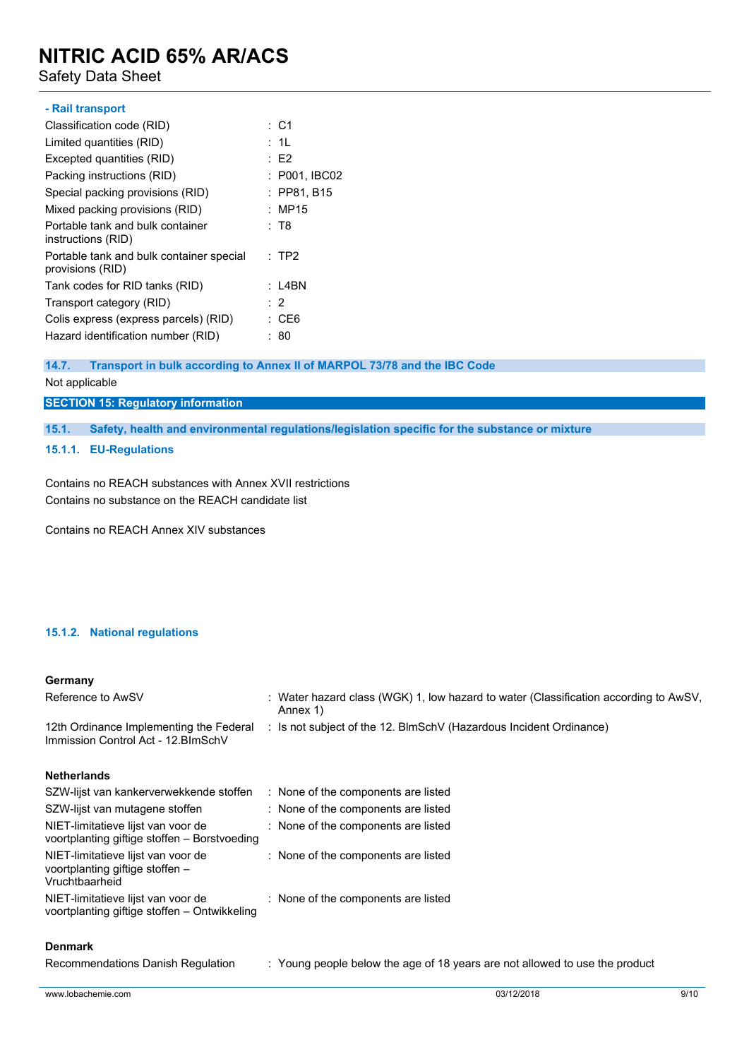**- Rail transport**

| | |
|---|---|
| Classification code (RID) | : C1 |
| Limited quantities (RID) | : 1L |
| Excepted quantities (RID) | : E2 |
| Packing instructions (RID) | : P001, IBC02 |
| Special packing provisions (RID) | : PP81, B15 |
| Mixed packing provisions (RID) | : MP15 |
| Portable tank and bulk container instructions (RID) | : T8 |
| Portable tank and bulk container special provisions (RID) | : TP2 |
| Tank codes for RID tanks (RID) | : L4BN |
| Transport category (RID) | : 2 |
| Colis express (express parcels) (RID) | : CE6 |
| Hazard identification number (RID) | : 80 |

### 14.7. Transport in bulk according to Annex II of MARPOL 73/78 and the IBC Code

Not applicable

## SECTION 15: Regulatory information

### 15.1. Safety, health and environmental regulations/legislation specific for the substance or mixture

#### 15.1.1. EU-Regulations

Contains no REACH substances with Annex XVII restrictions
Contains no substance on the REACH candidate list

Contains no REACH Annex XIV substances

#### 15.1.2. National regulations

**Germany**

| | |
|---|---|
| Reference to AwSV | : Water hazard class (WGK) 1, low hazard to water (Classification according to AwSV, Annex 1) |
| 12th Ordinance Implementing the Federal Immission Control Act - 12.BImSchV | : Is not subject of the 12. BlmSchV (Hazardous Incident Ordinance) |

**Netherlands**

| | |
|---|---|
| SZW-lijst van kankerverwekkende stoffen | : None of the components are listed |
| SZW-lijst van mutagene stoffen | : None of the components are listed |
| NIET-limitatieve lijst van voor de voortplanting giftige stoffen – Borstvoeding | : None of the components are listed |
| NIET-limitatieve lijst van voor de voortplanting giftige stoffen – Vruchtbaarheid | : None of the components are listed |
| NIET-limitatieve lijst van voor de voortplanting giftige stoffen – Ontwikkeling | : None of the components are listed |

**Denmark**

| | |
|---|---|
| Recommendations Danish Regulation | : Young people below the age of 18 years are not allowed to use the product |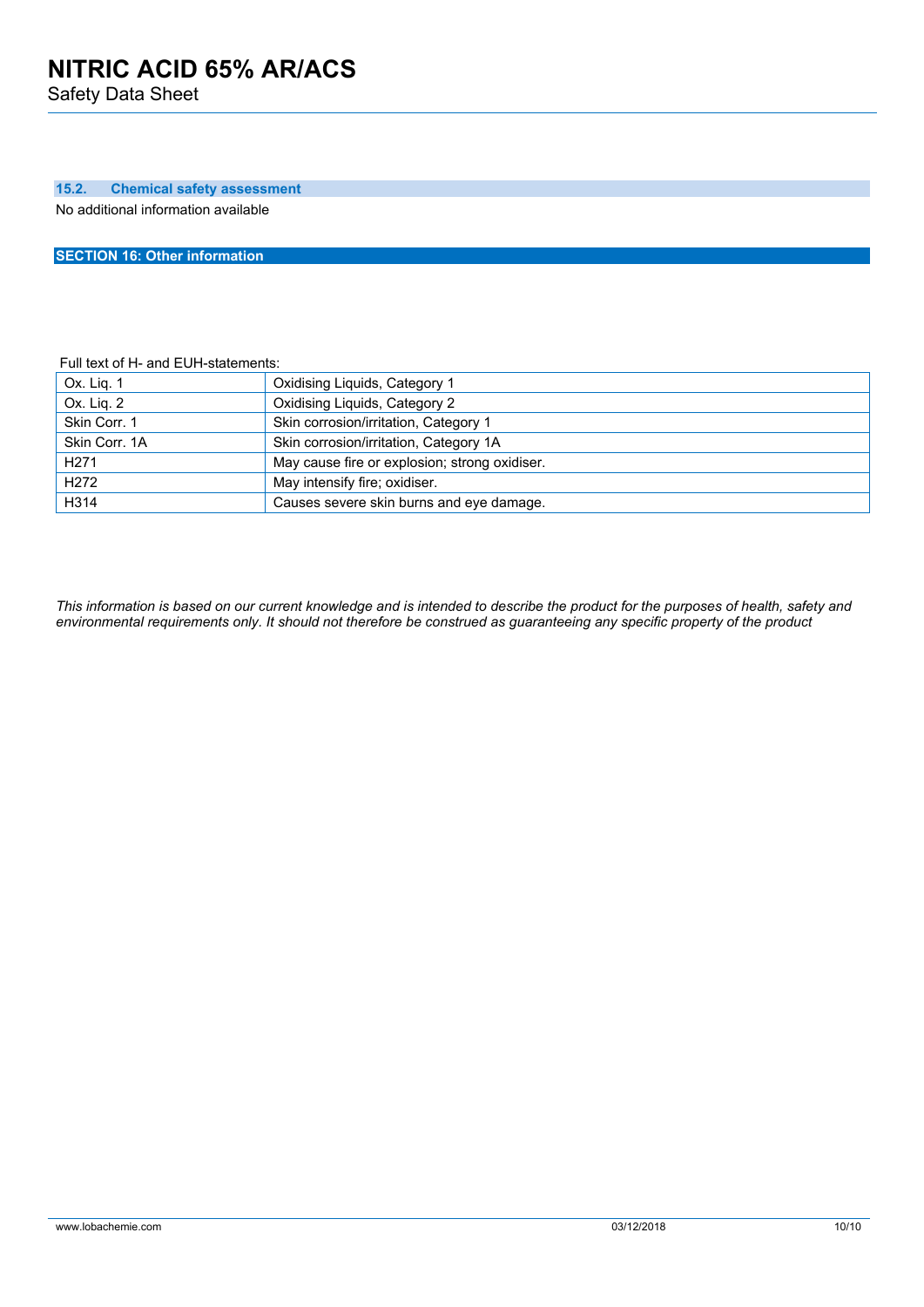### 15.2. Chemical safety assessment

No additional information available

## SECTION 16: Other information

Full text of H- and EUH-statements:

| | |
|---|---|
| Ox. Liq. 1 | Oxidising Liquids, Category 1 |
| Ox. Liq. 2 | Oxidising Liquids, Category 2 |
| Skin Corr. 1 | Skin corrosion/irritation, Category 1 |
| Skin Corr. 1A | Skin corrosion/irritation, Category 1A |
| H271 | May cause fire or explosion; strong oxidiser. |
| H272 | May intensify fire; oxidiser. |
| H314 | Causes severe skin burns and eye damage. |

*This information is based on our current knowledge and is intended to describe the product for the purposes of health, safety and environmental requirements only. It should not therefore be construed as guaranteeing any specific property of the product*